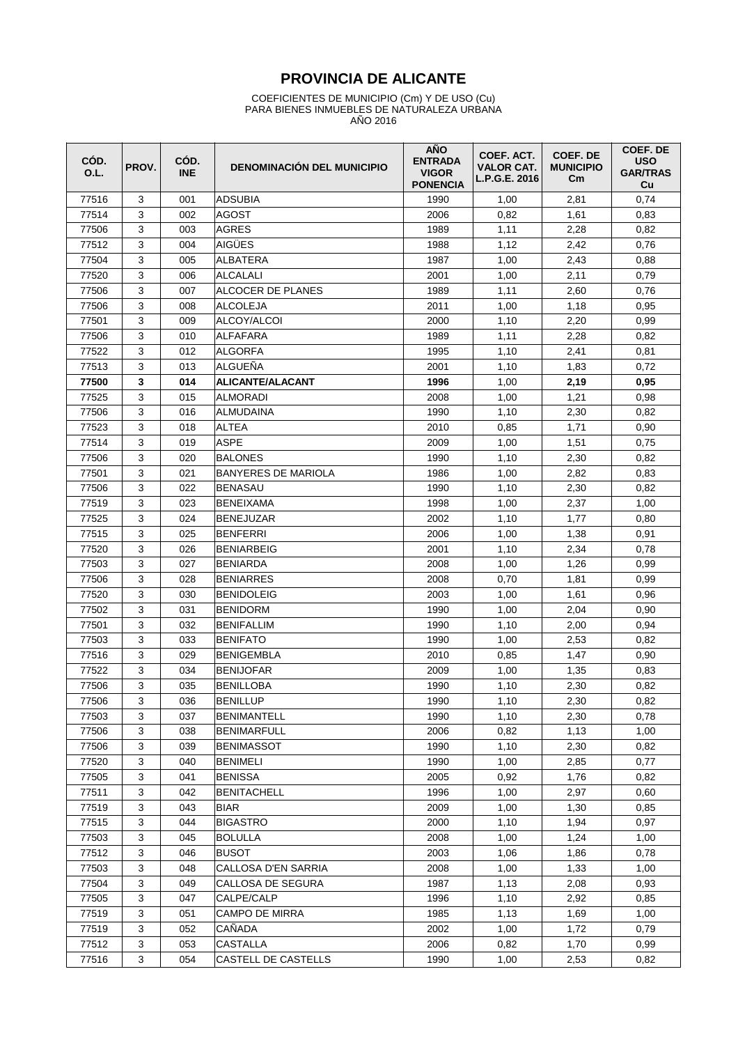# PROVINCIA DE ALICANTE

COEFICIENTES DE MUNICIPIO (Cm) Y DE USO (Cu)
PARA BIENES INMUEBLES DE NATURALEZA URBANA
AÑO 2016

| CÓD. O.L. | PROV. | CÓD. INE | DENOMINACIÓN DEL MUNICIPIO | AÑO ENTRADA VIGOR PONENCIA | COEF. ACT. VALOR CAT. L.P.G.E. 2016 | COEF. DE MUNICIPIO Cm | COEF. DE USO GAR/TRAS Cu |
|---|---|---|---|---|---|---|---|
| 77516 | 3 | 001 | ADSUBIA | 1990 | 1,00 | 2,81 | 0,74 |
| 77514 | 3 | 002 | AGOST | 2006 | 0,82 | 1,61 | 0,83 |
| 77506 | 3 | 003 | AGRES | 1989 | 1,11 | 2,28 | 0,82 |
| 77512 | 3 | 004 | AIGÜES | 1988 | 1,12 | 2,42 | 0,76 |
| 77504 | 3 | 005 | ALBATERA | 1987 | 1,00 | 2,43 | 0,88 |
| 77520 | 3 | 006 | ALCALALI | 2001 | 1,00 | 2,11 | 0,79 |
| 77506 | 3 | 007 | ALCOCER DE PLANES | 1989 | 1,11 | 2,60 | 0,76 |
| 77506 | 3 | 008 | ALCOLEJA | 2011 | 1,00 | 1,18 | 0,95 |
| 77501 | 3 | 009 | ALCOY/ALCOI | 2000 | 1,10 | 2,20 | 0,99 |
| 77506 | 3 | 010 | ALFAFARA | 1989 | 1,11 | 2,28 | 0,82 |
| 77522 | 3 | 012 | ALGORFA | 1995 | 1,10 | 2,41 | 0,81 |
| 77513 | 3 | 013 | ALGUEÑA | 2001 | 1,10 | 1,83 | 0,72 |
| **77500** | **3** | **014** | **ALICANTE/ALACANT** | **1996** | 1,00 | **2,19** | **0,95** |
| 77525 | 3 | 015 | ALMORADI | 2008 | 1,00 | 1,21 | 0,98 |
| 77506 | 3 | 016 | ALMUDAINA | 1990 | 1,10 | 2,30 | 0,82 |
| 77523 | 3 | 018 | ALTEA | 2010 | 0,85 | 1,71 | 0,90 |
| 77514 | 3 | 019 | ASPE | 2009 | 1,00 | 1,51 | 0,75 |
| 77506 | 3 | 020 | BALONES | 1990 | 1,10 | 2,30 | 0,82 |
| 77501 | 3 | 021 | BANYERES DE MARIOLA | 1986 | 1,00 | 2,82 | 0,83 |
| 77506 | 3 | 022 | BENASAU | 1990 | 1,10 | 2,30 | 0,82 |
| 77519 | 3 | 023 | BENEIXAMA | 1998 | 1,00 | 2,37 | 1,00 |
| 77525 | 3 | 024 | BENEJUZAR | 2002 | 1,10 | 1,77 | 0,80 |
| 77515 | 3 | 025 | BENFERRI | 2006 | 1,00 | 1,38 | 0,91 |
| 77520 | 3 | 026 | BENIARBEIG | 2001 | 1,10 | 2,34 | 0,78 |
| 77503 | 3 | 027 | BENIARDA | 2008 | 1,00 | 1,26 | 0,99 |
| 77506 | 3 | 028 | BENIARRES | 2008 | 0,70 | 1,81 | 0,99 |
| 77520 | 3 | 030 | BENIDOLEIG | 2003 | 1,00 | 1,61 | 0,96 |
| 77502 | 3 | 031 | BENIDORM | 1990 | 1,00 | 2,04 | 0,90 |
| 77501 | 3 | 032 | BENIFALLIM | 1990 | 1,10 | 2,00 | 0,94 |
| 77503 | 3 | 033 | BENIFATO | 1990 | 1,00 | 2,53 | 0,82 |
| 77516 | 3 | 029 | BENIGEMBLA | 2010 | 0,85 | 1,47 | 0,90 |
| 77522 | 3 | 034 | BENIJOFAR | 2009 | 1,00 | 1,35 | 0,83 |
| 77506 | 3 | 035 | BENILLOBA | 1990 | 1,10 | 2,30 | 0,82 |
| 77506 | 3 | 036 | BENILLUP | 1990 | 1,10 | 2,30 | 0,82 |
| 77503 | 3 | 037 | BENIMANTELL | 1990 | 1,10 | 2,30 | 0,78 |
| 77506 | 3 | 038 | BENIMARFULL | 2006 | 0,82 | 1,13 | 1,00 |
| 77506 | 3 | 039 | BENIMASSOT | 1990 | 1,10 | 2,30 | 0,82 |
| 77520 | 3 | 040 | BENIMELI | 1990 | 1,00 | 2,85 | 0,77 |
| 77505 | 3 | 041 | BENISSA | 2005 | 0,92 | 1,76 | 0,82 |
| 77511 | 3 | 042 | BENITACHELL | 1996 | 1,00 | 2,97 | 0,60 |
| 77519 | 3 | 043 | BIAR | 2009 | 1,00 | 1,30 | 0,85 |
| 77515 | 3 | 044 | BIGASTRO | 2000 | 1,10 | 1,94 | 0,97 |
| 77503 | 3 | 045 | BOLULLA | 2008 | 1,00 | 1,24 | 1,00 |
| 77512 | 3 | 046 | BUSOT | 2003 | 1,06 | 1,86 | 0,78 |
| 77503 | 3 | 048 | CALLOSA D'EN SARRIA | 2008 | 1,00 | 1,33 | 1,00 |
| 77504 | 3 | 049 | CALLOSA DE SEGURA | 1987 | 1,13 | 2,08 | 0,93 |
| 77505 | 3 | 047 | CALPE/CALP | 1996 | 1,10 | 2,92 | 0,85 |
| 77519 | 3 | 051 | CAMPO DE MIRRA | 1985 | 1,13 | 1,69 | 1,00 |
| 77519 | 3 | 052 | CAÑADA | 2002 | 1,00 | 1,72 | 0,79 |
| 77512 | 3 | 053 | CASTALLA | 2006 | 0,82 | 1,70 | 0,99 |
| 77516 | 3 | 054 | CASTELL DE CASTELLS | 1990 | 1,00 | 2,53 | 0,82 |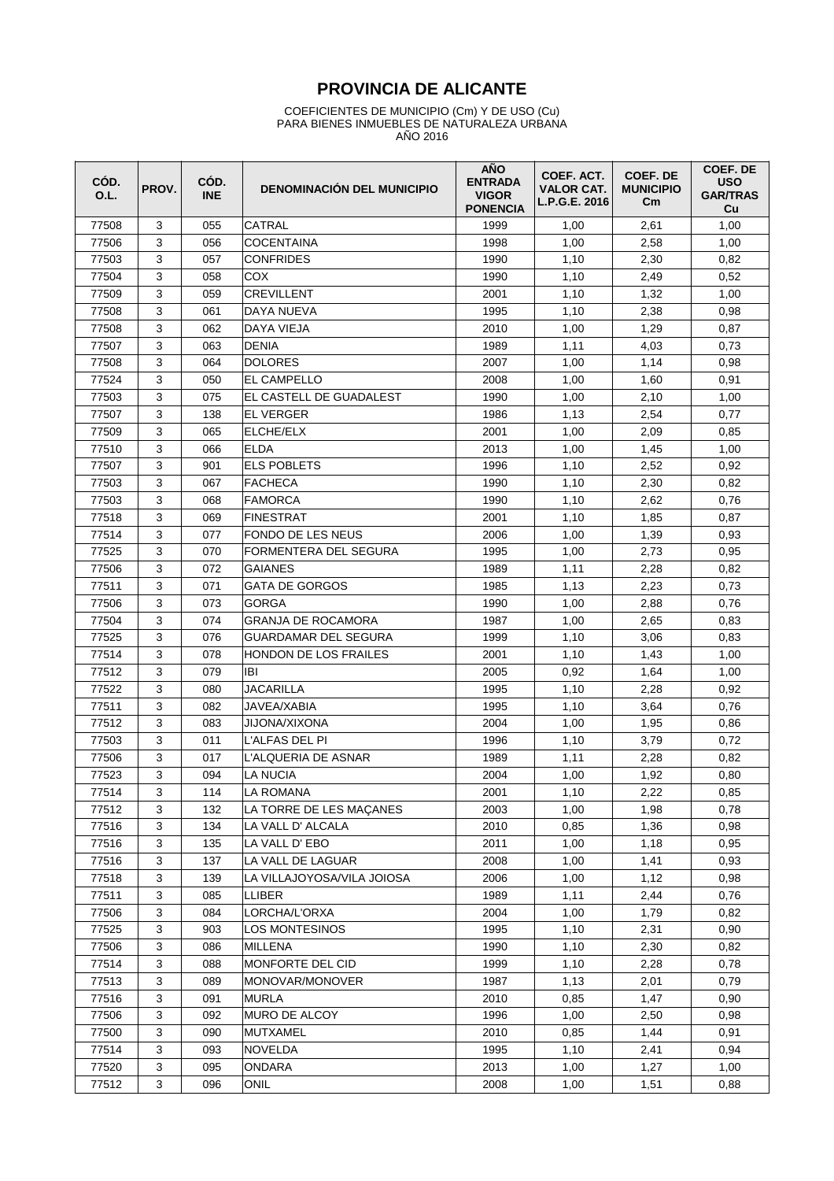# PROVINCIA DE ALICANTE

COEFICIENTES DE MUNICIPIO (Cm) Y DE USO (Cu)
PARA BIENES INMUEBLES DE NATURALEZA URBANA
AÑO 2016

| CÓD. O.L. | PROV. | CÓD. INE | DENOMINACIÓN DEL MUNICIPIO | AÑO ENTRADA VIGOR PONENCIA | COEF. ACT. VALOR CAT. L.P.G.E. 2016 | COEF. DE MUNICIPIO Cm | COEF. DE USO GAR/TRAS Cu |
|---|---|---|---|---|---|---|---|
| 77508 | 3 | 055 | CATRAL | 1999 | 1,00 | 2,61 | 1,00 |
| 77506 | 3 | 056 | COCENTAINA | 1998 | 1,00 | 2,58 | 1,00 |
| 77503 | 3 | 057 | CONFRIDES | 1990 | 1,10 | 2,30 | 0,82 |
| 77504 | 3 | 058 | COX | 1990 | 1,10 | 2,49 | 0,52 |
| 77509 | 3 | 059 | CREVILLENT | 2001 | 1,10 | 1,32 | 1,00 |
| 77508 | 3 | 061 | DAYA NUEVA | 1995 | 1,10 | 2,38 | 0,98 |
| 77508 | 3 | 062 | DAYA VIEJA | 2010 | 1,00 | 1,29 | 0,87 |
| 77507 | 3 | 063 | DENIA | 1989 | 1,11 | 4,03 | 0,73 |
| 77508 | 3 | 064 | DOLORES | 2007 | 1,00 | 1,14 | 0,98 |
| 77524 | 3 | 050 | EL CAMPELLO | 2008 | 1,00 | 1,60 | 0,91 |
| 77503 | 3 | 075 | EL CASTELL DE GUADALEST | 1990 | 1,00 | 2,10 | 1,00 |
| 77507 | 3 | 138 | EL VERGER | 1986 | 1,13 | 2,54 | 0,77 |
| 77509 | 3 | 065 | ELCHE/ELX | 2001 | 1,00 | 2,09 | 0,85 |
| 77510 | 3 | 066 | ELDA | 2013 | 1,00 | 1,45 | 1,00 |
| 77507 | 3 | 901 | ELS POBLETS | 1996 | 1,10 | 2,52 | 0,92 |
| 77503 | 3 | 067 | FACHECA | 1990 | 1,10 | 2,30 | 0,82 |
| 77503 | 3 | 068 | FAMORCA | 1990 | 1,10 | 2,62 | 0,76 |
| 77518 | 3 | 069 | FINESTRAT | 2001 | 1,10 | 1,85 | 0,87 |
| 77514 | 3 | 077 | FONDO DE LES NEUS | 2006 | 1,00 | 1,39 | 0,93 |
| 77525 | 3 | 070 | FORMENTERA DEL SEGURA | 1995 | 1,00 | 2,73 | 0,95 |
| 77506 | 3 | 072 | GAIANES | 1989 | 1,11 | 2,28 | 0,82 |
| 77511 | 3 | 071 | GATA DE GORGOS | 1985 | 1,13 | 2,23 | 0,73 |
| 77506 | 3 | 073 | GORGA | 1990 | 1,00 | 2,88 | 0,76 |
| 77504 | 3 | 074 | GRANJA DE ROCAMORA | 1987 | 1,00 | 2,65 | 0,83 |
| 77525 | 3 | 076 | GUARDAMAR DEL SEGURA | 1999 | 1,10 | 3,06 | 0,83 |
| 77514 | 3 | 078 | HONDON DE LOS FRAILES | 2001 | 1,10 | 1,43 | 1,00 |
| 77512 | 3 | 079 | IBI | 2005 | 0,92 | 1,64 | 1,00 |
| 77522 | 3 | 080 | JACARILLA | 1995 | 1,10 | 2,28 | 0,92 |
| 77511 | 3 | 082 | JAVEA/XABIA | 1995 | 1,10 | 3,64 | 0,76 |
| 77512 | 3 | 083 | JIJONA/XIXONA | 2004 | 1,00 | 1,95 | 0,86 |
| 77503 | 3 | 011 | L'ALFAS DEL PI | 1996 | 1,10 | 3,79 | 0,72 |
| 77506 | 3 | 017 | L'ALQUERIA DE ASNAR | 1989 | 1,11 | 2,28 | 0,82 |
| 77523 | 3 | 094 | LA NUCIA | 2004 | 1,00 | 1,92 | 0,80 |
| 77514 | 3 | 114 | LA ROMANA | 2001 | 1,10 | 2,22 | 0,85 |
| 77512 | 3 | 132 | LA TORRE DE LES MAÇANES | 2003 | 1,00 | 1,98 | 0,78 |
| 77516 | 3 | 134 | LA VALL D' ALCALA | 2010 | 0,85 | 1,36 | 0,98 |
| 77516 | 3 | 135 | LA VALL D' EBO | 2011 | 1,00 | 1,18 | 0,95 |
| 77516 | 3 | 137 | LA VALL DE LAGUAR | 2008 | 1,00 | 1,41 | 0,93 |
| 77518 | 3 | 139 | LA VILLAJOYOSA/VILA JOIOSA | 2006 | 1,00 | 1,12 | 0,98 |
| 77511 | 3 | 085 | LLIBER | 1989 | 1,11 | 2,44 | 0,76 |
| 77506 | 3 | 084 | LORCHA/L'ORXA | 2004 | 1,00 | 1,79 | 0,82 |
| 77525 | 3 | 903 | LOS MONTESINOS | 1995 | 1,10 | 2,31 | 0,90 |
| 77506 | 3 | 086 | MILLENA | 1990 | 1,10 | 2,30 | 0,82 |
| 77514 | 3 | 088 | MONFORTE DEL CID | 1999 | 1,10 | 2,28 | 0,78 |
| 77513 | 3 | 089 | MONOVAR/MONOVER | 1987 | 1,13 | 2,01 | 0,79 |
| 77516 | 3 | 091 | MURLA | 2010 | 0,85 | 1,47 | 0,90 |
| 77506 | 3 | 092 | MURO DE ALCOY | 1996 | 1,00 | 2,50 | 0,98 |
| 77500 | 3 | 090 | MUTXAMEL | 2010 | 0,85 | 1,44 | 0,91 |
| 77514 | 3 | 093 | NOVELDA | 1995 | 1,10 | 2,41 | 0,94 |
| 77520 | 3 | 095 | ONDARA | 2013 | 1,00 | 1,27 | 1,00 |
| 77512 | 3 | 096 | ONIL | 2008 | 1,00 | 1,51 | 0,88 |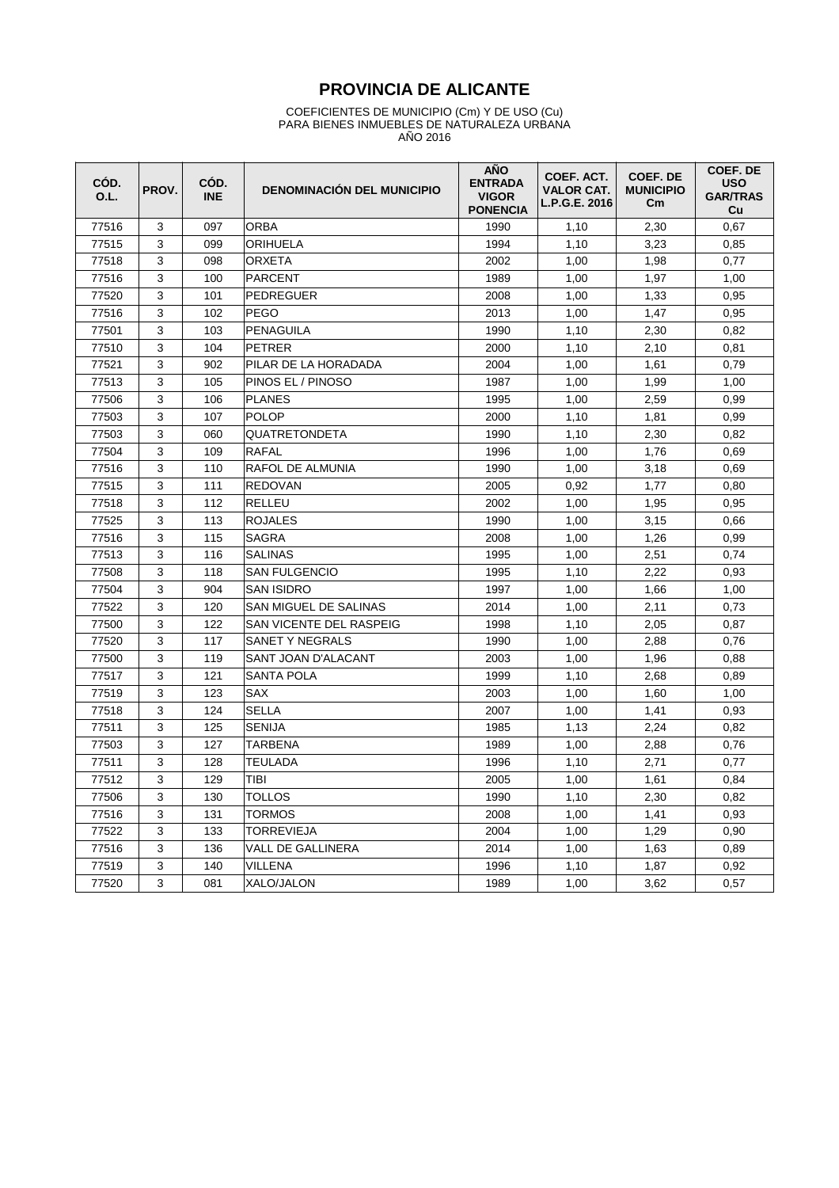# PROVINCIA DE ALICANTE

COEFICIENTES DE MUNICIPIO (Cm) Y DE USO (Cu)
PARA BIENES INMUEBLES DE NATURALEZA URBANA
AÑO 2016

| CÓD. O.L. | PROV. | CÓD. INE | DENOMINACIÓN DEL MUNICIPIO | AÑO ENTRADA VIGOR PONENCIA | COEF. ACT. VALOR CAT. L.P.G.E. 2016 | COEF. DE MUNICIPIO Cm | COEF. DE USO GAR/TRAS Cu |
|---|---|---|---|---|---|---|---|
| 77516 | 3 | 097 | ORBA | 1990 | 1,10 | 2,30 | 0,67 |
| 77515 | 3 | 099 | ORIHUELA | 1994 | 1,10 | 3,23 | 0,85 |
| 77518 | 3 | 098 | ORXETA | 2002 | 1,00 | 1,98 | 0,77 |
| 77516 | 3 | 100 | PARCENT | 1989 | 1,00 | 1,97 | 1,00 |
| 77520 | 3 | 101 | PEDREGUER | 2008 | 1,00 | 1,33 | 0,95 |
| 77516 | 3 | 102 | PEGO | 2013 | 1,00 | 1,47 | 0,95 |
| 77501 | 3 | 103 | PENAGUILA | 1990 | 1,10 | 2,30 | 0,82 |
| 77510 | 3 | 104 | PETRER | 2000 | 1,10 | 2,10 | 0,81 |
| 77521 | 3 | 902 | PILAR DE LA HORADADA | 2004 | 1,00 | 1,61 | 0,79 |
| 77513 | 3 | 105 | PINOS EL / PINOSO | 1987 | 1,00 | 1,99 | 1,00 |
| 77506 | 3 | 106 | PLANES | 1995 | 1,00 | 2,59 | 0,99 |
| 77503 | 3 | 107 | POLOP | 2000 | 1,10 | 1,81 | 0,99 |
| 77503 | 3 | 060 | QUATRETONDETA | 1990 | 1,10 | 2,30 | 0,82 |
| 77504 | 3 | 109 | RAFAL | 1996 | 1,00 | 1,76 | 0,69 |
| 77516 | 3 | 110 | RAFOL DE ALMUNIA | 1990 | 1,00 | 3,18 | 0,69 |
| 77515 | 3 | 111 | REDOVAN | 2005 | 0,92 | 1,77 | 0,80 |
| 77518 | 3 | 112 | RELLEU | 2002 | 1,00 | 1,95 | 0,95 |
| 77525 | 3 | 113 | ROJALES | 1990 | 1,00 | 3,15 | 0,66 |
| 77516 | 3 | 115 | SAGRA | 2008 | 1,00 | 1,26 | 0,99 |
| 77513 | 3 | 116 | SALINAS | 1995 | 1,00 | 2,51 | 0,74 |
| 77508 | 3 | 118 | SAN FULGENCIO | 1995 | 1,10 | 2,22 | 0,93 |
| 77504 | 3 | 904 | SAN ISIDRO | 1997 | 1,00 | 1,66 | 1,00 |
| 77522 | 3 | 120 | SAN MIGUEL DE SALINAS | 2014 | 1,00 | 2,11 | 0,73 |
| 77500 | 3 | 122 | SAN VICENTE DEL RASPEIG | 1998 | 1,10 | 2,05 | 0,87 |
| 77520 | 3 | 117 | SANET Y NEGRALS | 1990 | 1,00 | 2,88 | 0,76 |
| 77500 | 3 | 119 | SANT JOAN D'ALACANT | 2003 | 1,00 | 1,96 | 0,88 |
| 77517 | 3 | 121 | SANTA POLA | 1999 | 1,10 | 2,68 | 0,89 |
| 77519 | 3 | 123 | SAX | 2003 | 1,00 | 1,60 | 1,00 |
| 77518 | 3 | 124 | SELLA | 2007 | 1,00 | 1,41 | 0,93 |
| 77511 | 3 | 125 | SENIJA | 1985 | 1,13 | 2,24 | 0,82 |
| 77503 | 3 | 127 | TARBENA | 1989 | 1,00 | 2,88 | 0,76 |
| 77511 | 3 | 128 | TEULADA | 1996 | 1,10 | 2,71 | 0,77 |
| 77512 | 3 | 129 | TIBI | 2005 | 1,00 | 1,61 | 0,84 |
| 77506 | 3 | 130 | TOLLOS | 1990 | 1,10 | 2,30 | 0,82 |
| 77516 | 3 | 131 | TORMOS | 2008 | 1,00 | 1,41 | 0,93 |
| 77522 | 3 | 133 | TORREVIEJA | 2004 | 1,00 | 1,29 | 0,90 |
| 77516 | 3 | 136 | VALL DE GALLINERA | 2014 | 1,00 | 1,63 | 0,89 |
| 77519 | 3 | 140 | VILLENA | 1996 | 1,10 | 1,87 | 0,92 |
| 77520 | 3 | 081 | XALO/JALON | 1989 | 1,00 | 3,62 | 0,57 |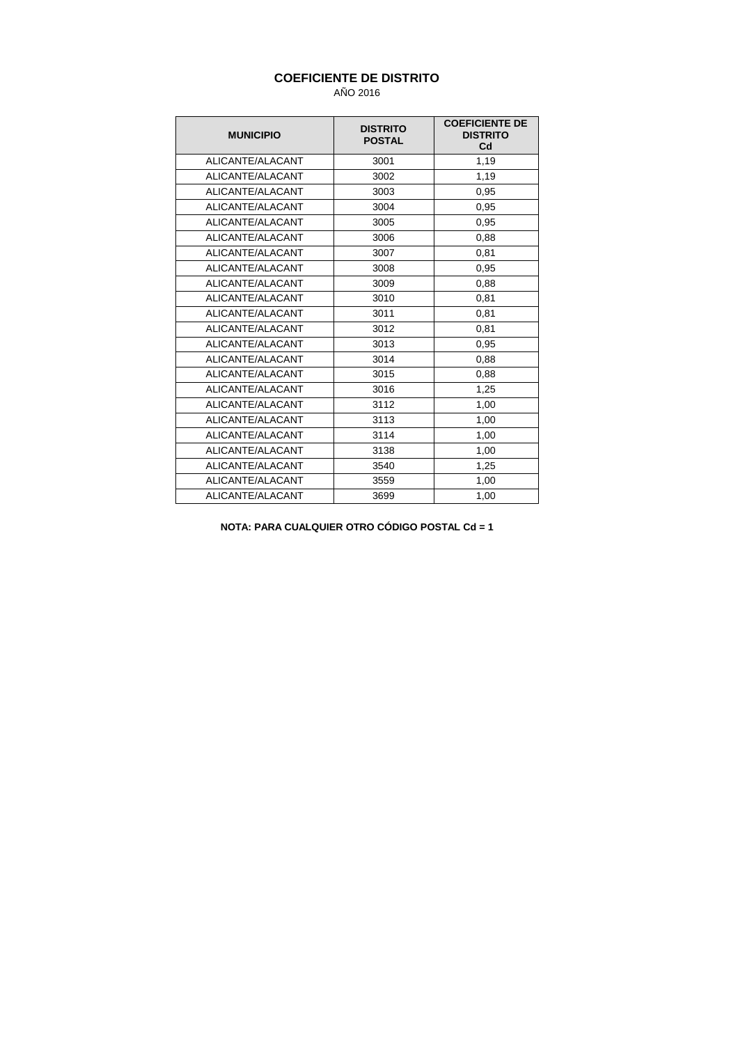# COEFICIENTE DE DISTRITO

AÑO 2016

| MUNICIPIO | DISTRITO POSTAL | COEFICIENTE DE DISTRITO Cd |
|---|---|---|
| ALICANTE/ALACANT | 3001 | 1,19 |
| ALICANTE/ALACANT | 3002 | 1,19 |
| ALICANTE/ALACANT | 3003 | 0,95 |
| ALICANTE/ALACANT | 3004 | 0,95 |
| ALICANTE/ALACANT | 3005 | 0,95 |
| ALICANTE/ALACANT | 3006 | 0,88 |
| ALICANTE/ALACANT | 3007 | 0,81 |
| ALICANTE/ALACANT | 3008 | 0,95 |
| ALICANTE/ALACANT | 3009 | 0,88 |
| ALICANTE/ALACANT | 3010 | 0,81 |
| ALICANTE/ALACANT | 3011 | 0,81 |
| ALICANTE/ALACANT | 3012 | 0,81 |
| ALICANTE/ALACANT | 3013 | 0,95 |
| ALICANTE/ALACANT | 3014 | 0,88 |
| ALICANTE/ALACANT | 3015 | 0,88 |
| ALICANTE/ALACANT | 3016 | 1,25 |
| ALICANTE/ALACANT | 3112 | 1,00 |
| ALICANTE/ALACANT | 3113 | 1,00 |
| ALICANTE/ALACANT | 3114 | 1,00 |
| ALICANTE/ALACANT | 3138 | 1,00 |
| ALICANTE/ALACANT | 3540 | 1,25 |
| ALICANTE/ALACANT | 3559 | 1,00 |
| ALICANTE/ALACANT | 3699 | 1,00 |

**NOTA: PARA CUALQUIER OTRO CÓDIGO POSTAL Cd = 1**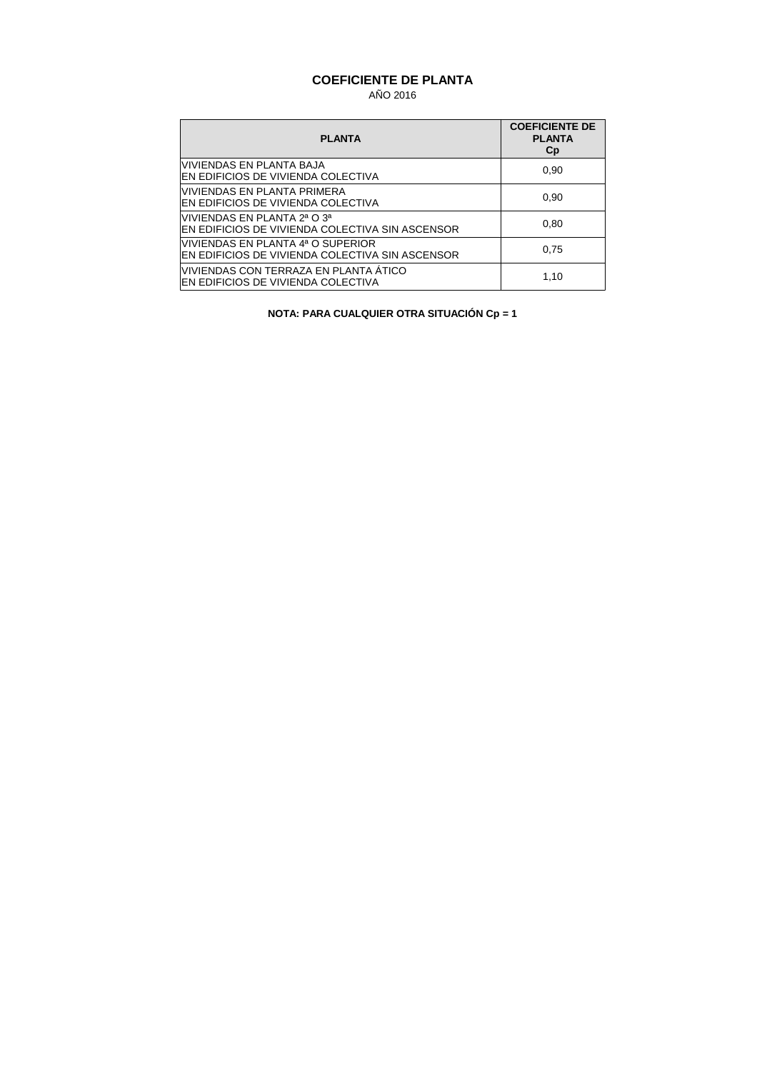## COEFICIENTE DE PLANTA

AÑO 2016

| PLANTA | COEFICIENTE DE PLANTA Cp |
|---|---|
| VIVIENDAS EN PLANTA BAJA EN EDIFICIOS DE VIVIENDA COLECTIVA | 0,90 |
| VIVIENDAS EN PLANTA PRIMERA EN EDIFICIOS DE VIVIENDA COLECTIVA | 0,90 |
| VIVIENDAS EN PLANTA 2ª O 3ª EN EDIFICIOS DE VIVIENDA COLECTIVA SIN ASCENSOR | 0,80 |
| VIVIENDAS EN PLANTA 4ª O SUPERIOR EN EDIFICIOS DE VIVIENDA COLECTIVA SIN ASCENSOR | 0,75 |
| VIVIENDAS CON TERRAZA EN PLANTA ÁTICO EN EDIFICIOS DE VIVIENDA COLECTIVA | 1,10 |

**NOTA: PARA CUALQUIER OTRA SITUACIÓN Cp = 1**